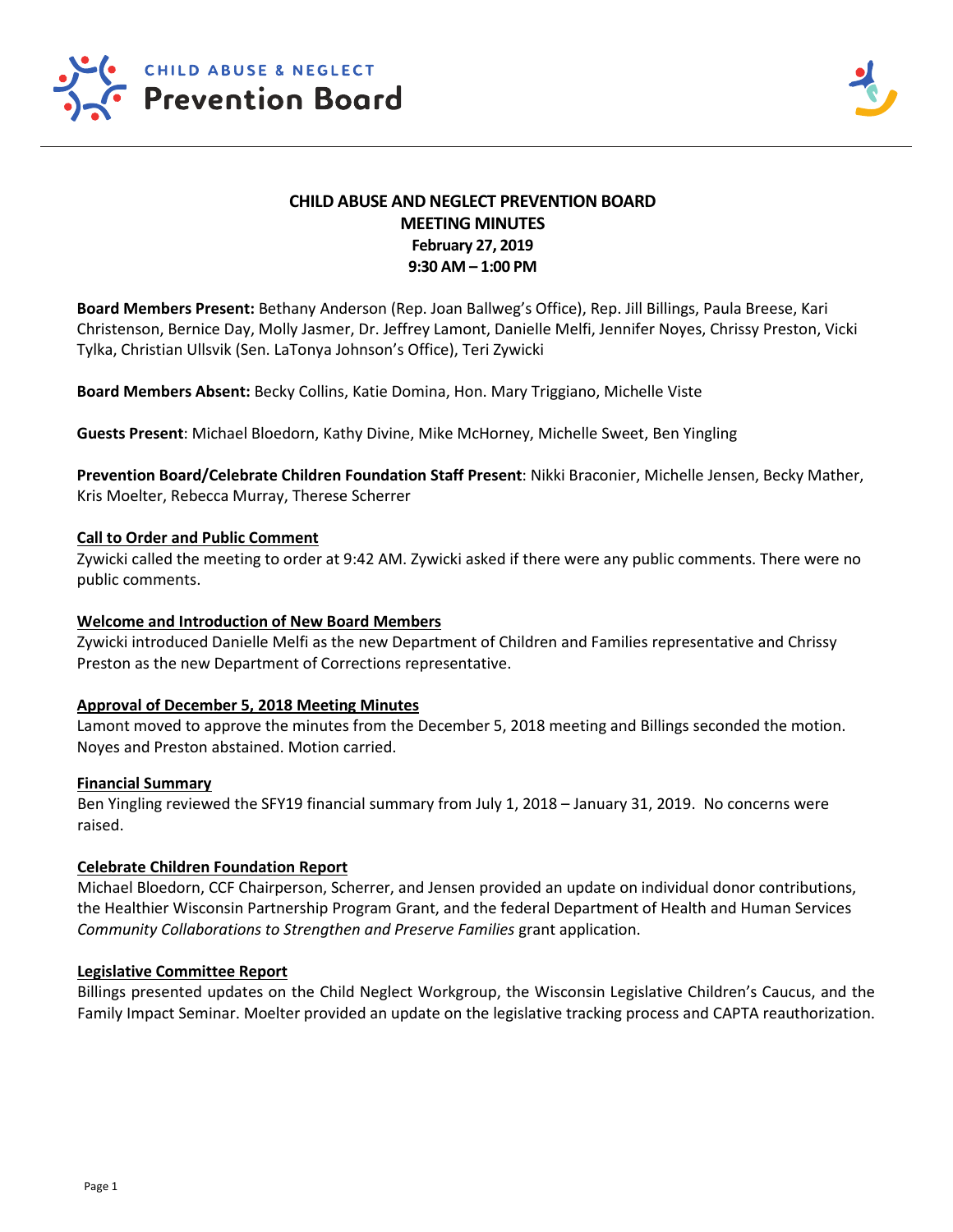CHILD ABUSE & NEGLECT
Prevention Board

# CHILD ABUSE AND NEGLECT PREVENTION BOARD
## MEETING MINUTES
**February 27, 2019**
**9:30 AM – 1:00 PM**

**Board Members Present:** Bethany Anderson (Rep. Joan Ballweg's Office), Rep. Jill Billings, Paula Breese, Kari Christenson, Bernice Day, Molly Jasmer, Dr. Jeffrey Lamont, Danielle Melfi, Jennifer Noyes, Chrissy Preston, Vicki Tylka, Christian Ullsvik (Sen. LaTonya Johnson's Office), Teri Zywicki

**Board Members Absent:** Becky Collins, Katie Domina, Hon. Mary Triggiano, Michelle Viste

**Guests Present**: Michael Bloedorn, Kathy Divine, Mike McHorney, Michelle Sweet, Ben Yingling

**Prevention Board/Celebrate Children Foundation Staff Present**: Nikki Braconier, Michelle Jensen, Becky Mather, Kris Moelter, Rebecca Murray, Therese Scherrer

**Call to Order and Public Comment**
Zywicki called the meeting to order at 9:42 AM. Zywicki asked if there were any public comments. There were no public comments.

**Welcome and Introduction of New Board Members**
Zywicki introduced Danielle Melfi as the new Department of Children and Families representative and Chrissy Preston as the new Department of Corrections representative.

**Approval of December 5, 2018 Meeting Minutes**
Lamont moved to approve the minutes from the December 5, 2018 meeting and Billings seconded the motion. Noyes and Preston abstained. Motion carried.

**Financial Summary**
Ben Yingling reviewed the SFY19 financial summary from July 1, 2018 – January 31, 2019. No concerns were raised.

**Celebrate Children Foundation Report**
Michael Bloedorn, CCF Chairperson, Scherrer, and Jensen provided an update on individual donor contributions, the Healthier Wisconsin Partnership Program Grant, and the federal Department of Health and Human Services *Community Collaborations to Strengthen and Preserve Families* grant application.

**Legislative Committee Report**
Billings presented updates on the Child Neglect Workgroup, the Wisconsin Legislative Children's Caucus, and the Family Impact Seminar. Moelter provided an update on the legislative tracking process and CAPTA reauthorization.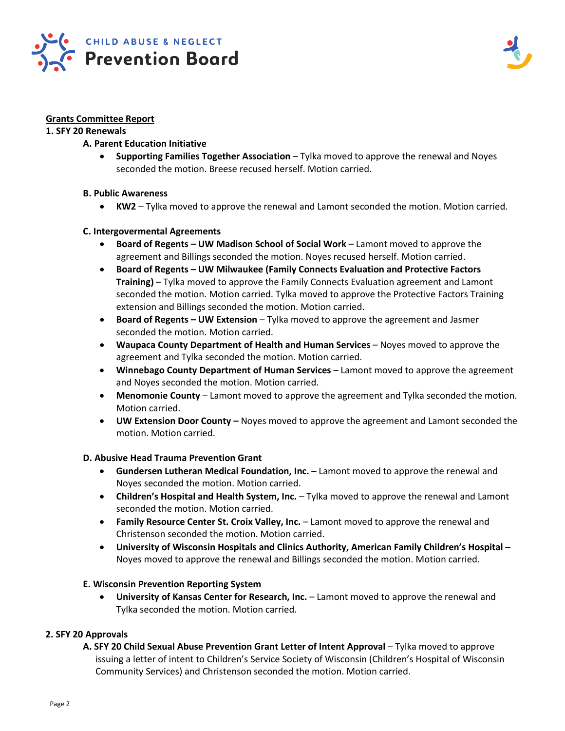## Grants Committee Report

### 1. SFY 20 Renewals

#### A. Parent Education Initiative

- **Supporting Families Together Association** – Tylka moved to approve the renewal and Noyes seconded the motion. Breese recused herself. Motion carried.

#### B. Public Awareness

- **KW2** – Tylka moved to approve the renewal and Lamont seconded the motion. Motion carried.

#### C. Intergovermental Agreements

- **Board of Regents – UW Madison School of Social Work** – Lamont moved to approve the agreement and Billings seconded the motion. Noyes recused herself. Motion carried.
- **Board of Regents – UW Milwaukee (Family Connects Evaluation and Protective Factors Training)** – Tylka moved to approve the Family Connects Evaluation agreement and Lamont seconded the motion. Motion carried. Tylka moved to approve the Protective Factors Training extension and Billings seconded the motion. Motion carried.
- **Board of Regents – UW Extension** – Tylka moved to approve the agreement and Jasmer seconded the motion. Motion carried.
- **Waupaca County Department of Health and Human Services** – Noyes moved to approve the agreement and Tylka seconded the motion. Motion carried.
- **Winnebago County Department of Human Services** – Lamont moved to approve the agreement and Noyes seconded the motion. Motion carried.
- **Menomonie County** – Lamont moved to approve the agreement and Tylka seconded the motion. Motion carried.
- **UW Extension Door County –** Noyes moved to approve the agreement and Lamont seconded the motion. Motion carried.

#### D. Abusive Head Trauma Prevention Grant

- **Gundersen Lutheran Medical Foundation, Inc.** – Lamont moved to approve the renewal and Noyes seconded the motion. Motion carried.
- **Children's Hospital and Health System, Inc.** – Tylka moved to approve the renewal and Lamont seconded the motion. Motion carried.
- **Family Resource Center St. Croix Valley, Inc.** – Lamont moved to approve the renewal and Christenson seconded the motion. Motion carried.
- **University of Wisconsin Hospitals and Clinics Authority, American Family Children's Hospital** – Noyes moved to approve the renewal and Billings seconded the motion. Motion carried.

#### E. Wisconsin Prevention Reporting System

- **University of Kansas Center for Research, Inc.** – Lamont moved to approve the renewal and Tylka seconded the motion. Motion carried.

### 2. SFY 20 Approvals

**A. SFY 20 Child Sexual Abuse Prevention Grant Letter of Intent Approval** – Tylka moved to approve issuing a letter of intent to Children's Service Society of Wisconsin (Children's Hospital of Wisconsin Community Services) and Christenson seconded the motion. Motion carried.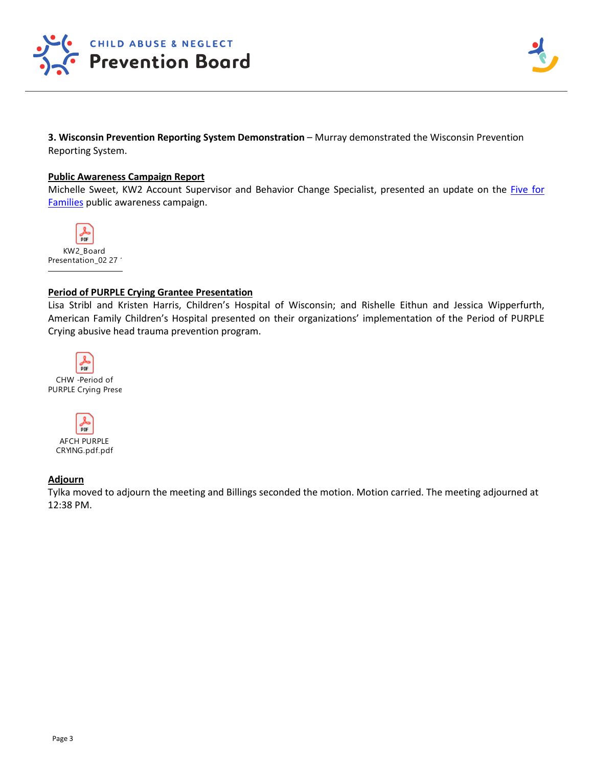**3. Wisconsin Prevention Reporting System Demonstration** – Murray demonstrated the Wisconsin Prevention Reporting System.

**Public Awareness Campaign Report**

Michelle Sweet, KW2 Account Supervisor and Behavior Change Specialist, presented an update on the [Five for Families](Five for Families) public awareness campaign.

KW2_Board Presentation_02 27 '

**Period of PURPLE Crying Grantee Presentation**

Lisa Stribl and Kristen Harris, Children's Hospital of Wisconsin; and Rishelle Eithun and Jessica Wipperfurth, American Family Children's Hospital presented on their organizations' implementation of the Period of PURPLE Crying abusive head trauma prevention program.

CHW -Period of PURPLE Crying Prese

AFCH PURPLE CRYING.pdf.pdf

**Adjourn**

Tylka moved to adjourn the meeting and Billings seconded the motion. Motion carried. The meeting adjourned at 12:38 PM.